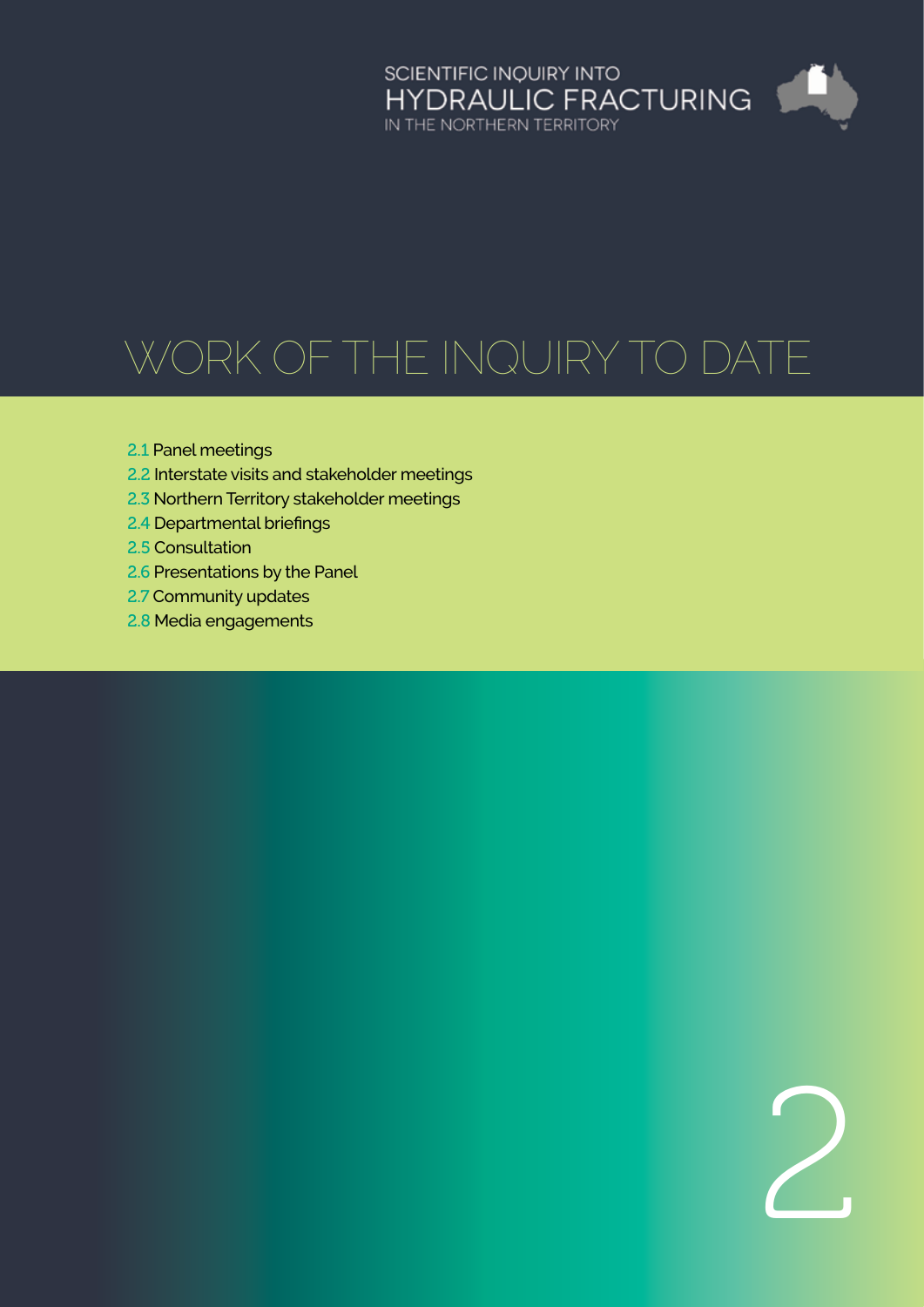SCIENTIFIC INQUIRY INTO HYDRAULIC FRACTURING IN THE NORTHERN TERRITORY

# WORK OF THE INQUIRY TO DATE

- 2.1 Panel meetings
- 2.2 Interstate visits and stakeholder meetings
- 2.3 Northern Territory stakeholder meetings
- 2.4 Departmental briefings
- 2.5 Consultation
- 2.6 Presentations by the Panel
- 2.7 Community updates
- 2.8 Media engagements

2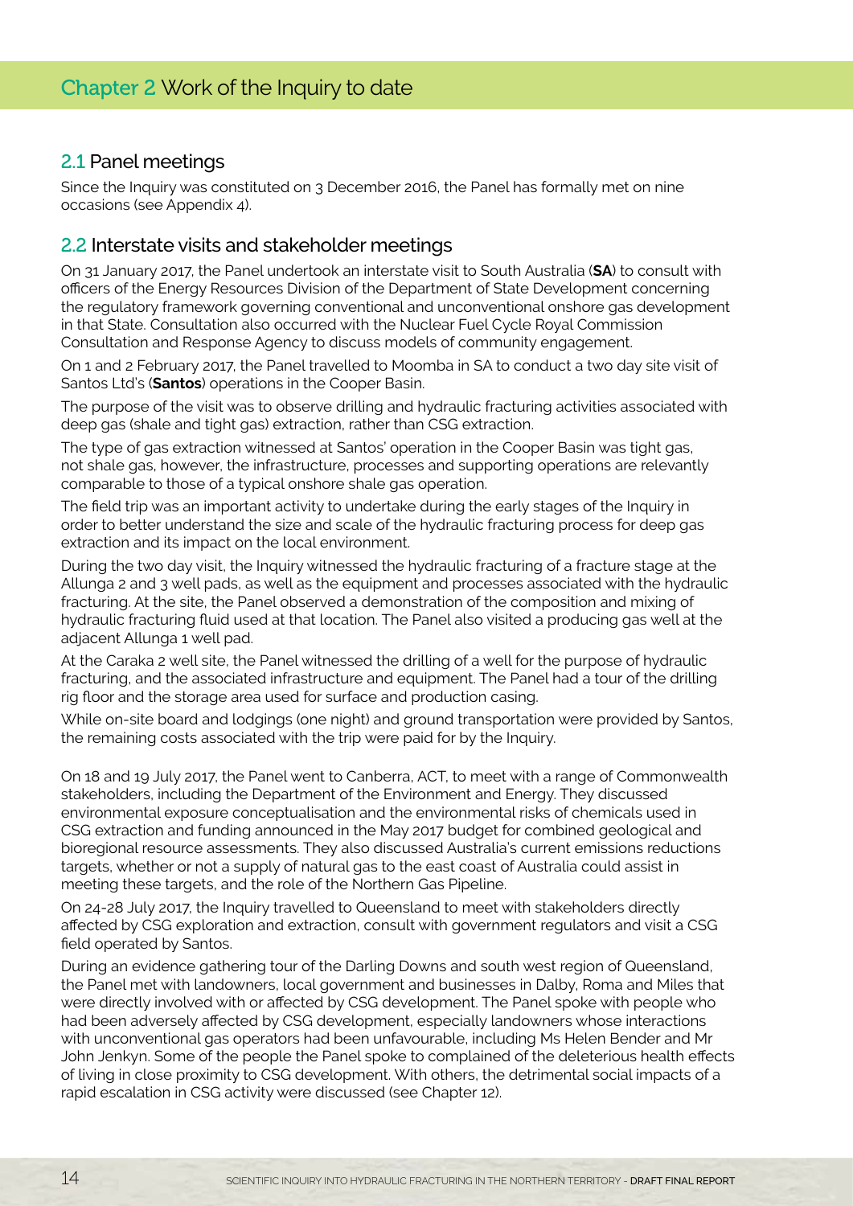# Chapter 2 Work of the Inquiry to date

## 2.1 Panel meetings

Since the Inquiry was constituted on 3 December 2016, the Panel has formally met on nine occasions (see Appendix 4).

## 2.2 Interstate visits and stakeholder meetings

On 31 January 2017, the Panel undertook an interstate visit to South Australia (**SA**) to consult with officers of the Energy Resources Division of the Department of State Development concerning the regulatory framework governing conventional and unconventional onshore gas development in that State. Consultation also occurred with the Nuclear Fuel Cycle Royal Commission Consultation and Response Agency to discuss models of community engagement.

On 1 and 2 February 2017, the Panel travelled to Moomba in SA to conduct a two day site visit of Santos Ltd's (**Santos**) operations in the Cooper Basin.

The purpose of the visit was to observe drilling and hydraulic fracturing activities associated with deep gas (shale and tight gas) extraction, rather than CSG extraction.

The type of gas extraction witnessed at Santos' operation in the Cooper Basin was tight gas, not shale gas, however, the infrastructure, processes and supporting operations are relevantly comparable to those of a typical onshore shale gas operation.

The field trip was an important activity to undertake during the early stages of the Inquiry in order to better understand the size and scale of the hydraulic fracturing process for deep gas extraction and its impact on the local environment.

During the two day visit, the Inquiry witnessed the hydraulic fracturing of a fracture stage at the Allunga 2 and 3 well pads, as well as the equipment and processes associated with the hydraulic fracturing. At the site, the Panel observed a demonstration of the composition and mixing of hydraulic fracturing fluid used at that location. The Panel also visited a producing gas well at the adjacent Allunga 1 well pad.

At the Caraka 2 well site, the Panel witnessed the drilling of a well for the purpose of hydraulic fracturing, and the associated infrastructure and equipment. The Panel had a tour of the drilling rig floor and the storage area used for surface and production casing.

While on-site board and lodgings (one night) and ground transportation were provided by Santos, the remaining costs associated with the trip were paid for by the Inquiry.

On 18 and 19 July 2017, the Panel went to Canberra, ACT, to meet with a range of Commonwealth stakeholders, including the Department of the Environment and Energy. They discussed environmental exposure conceptualisation and the environmental risks of chemicals used in CSG extraction and funding announced in the May 2017 budget for combined geological and bioregional resource assessments. They also discussed Australia's current emissions reductions targets, whether or not a supply of natural gas to the east coast of Australia could assist in meeting these targets, and the role of the Northern Gas Pipeline.

On 24-28 July 2017, the Inquiry travelled to Queensland to meet with stakeholders directly affected by CSG exploration and extraction, consult with government regulators and visit a CSG field operated by Santos.

During an evidence gathering tour of the Darling Downs and south west region of Queensland, the Panel met with landowners, local government and businesses in Dalby, Roma and Miles that were directly involved with or affected by CSG development. The Panel spoke with people who had been adversely affected by CSG development, especially landowners whose interactions with unconventional gas operators had been unfavourable, including Ms Helen Bender and Mr John Jenkyn. Some of the people the Panel spoke to complained of the deleterious health effects of living in close proximity to CSG development. With others, the detrimental social impacts of a rapid escalation in CSG activity were discussed (see Chapter 12).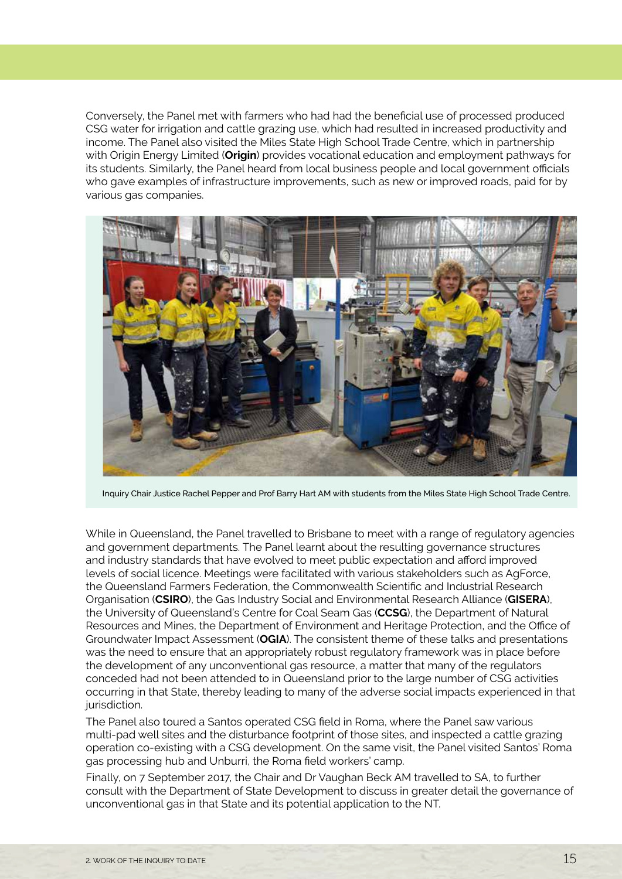Conversely, the Panel met with farmers who had had the beneficial use of processed produced CSG water for irrigation and cattle grazing use, which had resulted in increased productivity and income. The Panel also visited the Miles State High School Trade Centre, which in partnership with Origin Energy Limited (**Origin**) provides vocational education and employment pathways for its students. Similarly, the Panel heard from local business people and local government officials who gave examples of infrastructure improvements, such as new or improved roads, paid for by various gas companies.

Inquiry Chair Justice Rachel Pepper and Prof Barry Hart AM with students from the Miles State High School Trade Centre.

While in Queensland, the Panel travelled to Brisbane to meet with a range of regulatory agencies and government departments. The Panel learnt about the resulting governance structures and industry standards that have evolved to meet public expectation and afford improved levels of social licence. Meetings were facilitated with various stakeholders such as AgForce, the Queensland Farmers Federation, the Commonwealth Scientific and Industrial Research Organisation (**CSIRO**), the Gas Industry Social and Environmental Research Alliance (**GISERA**), the University of Queensland's Centre for Coal Seam Gas (**CCSG**), the Department of Natural Resources and Mines, the Department of Environment and Heritage Protection, and the Office of Groundwater Impact Assessment (**OGIA**). The consistent theme of these talks and presentations was the need to ensure that an appropriately robust regulatory framework was in place before the development of any unconventional gas resource, a matter that many of the regulators conceded had not been attended to in Queensland prior to the large number of CSG activities occurring in that State, thereby leading to many of the adverse social impacts experienced in that jurisdiction.

The Panel also toured a Santos operated CSG field in Roma, where the Panel saw various multi-pad well sites and the disturbance footprint of those sites, and inspected a cattle grazing operation co-existing with a CSG development. On the same visit, the Panel visited Santos' Roma gas processing hub and Unburri, the Roma field workers' camp.

Finally, on 7 September 2017, the Chair and Dr Vaughan Beck AM travelled to SA, to further consult with the Department of State Development to discuss in greater detail the governance of unconventional gas in that State and its potential application to the NT.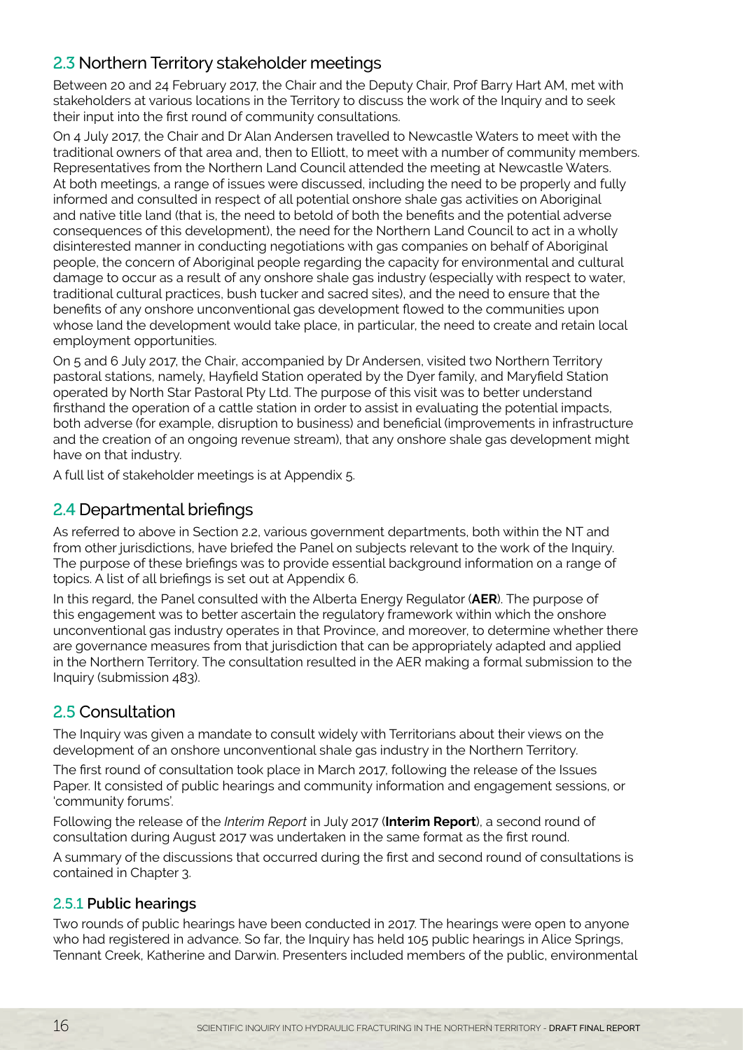## 2.3 Northern Territory stakeholder meetings

Between 20 and 24 February 2017, the Chair and the Deputy Chair, Prof Barry Hart AM, met with stakeholders at various locations in the Territory to discuss the work of the Inquiry and to seek their input into the first round of community consultations.

On 4 July 2017, the Chair and Dr Alan Andersen travelled to Newcastle Waters to meet with the traditional owners of that area and, then to Elliott, to meet with a number of community members. Representatives from the Northern Land Council attended the meeting at Newcastle Waters. At both meetings, a range of issues were discussed, including the need to be properly and fully informed and consulted in respect of all potential onshore shale gas activities on Aboriginal and native title land (that is, the need to betold of both the benefits and the potential adverse consequences of this development), the need for the Northern Land Council to act in a wholly disinterested manner in conducting negotiations with gas companies on behalf of Aboriginal people, the concern of Aboriginal people regarding the capacity for environmental and cultural damage to occur as a result of any onshore shale gas industry (especially with respect to water, traditional cultural practices, bush tucker and sacred sites), and the need to ensure that the benefits of any onshore unconventional gas development flowed to the communities upon whose land the development would take place, in particular, the need to create and retain local employment opportunities.

On 5 and 6 July 2017, the Chair, accompanied by Dr Andersen, visited two Northern Territory pastoral stations, namely, Hayfield Station operated by the Dyer family, and Maryfield Station operated by North Star Pastoral Pty Ltd. The purpose of this visit was to better understand firsthand the operation of a cattle station in order to assist in evaluating the potential impacts, both adverse (for example, disruption to business) and beneficial (improvements in infrastructure and the creation of an ongoing revenue stream), that any onshore shale gas development might have on that industry.

A full list of stakeholder meetings is at Appendix 5.

## 2.4 Departmental briefings

As referred to above in Section 2.2, various government departments, both within the NT and from other jurisdictions, have briefed the Panel on subjects relevant to the work of the Inquiry. The purpose of these briefings was to provide essential background information on a range of topics. A list of all briefings is set out at Appendix 6.

In this regard, the Panel consulted with the Alberta Energy Regulator (**AER**). The purpose of this engagement was to better ascertain the regulatory framework within which the onshore unconventional gas industry operates in that Province, and moreover, to determine whether there are governance measures from that jurisdiction that can be appropriately adapted and applied in the Northern Territory. The consultation resulted in the AER making a formal submission to the Inquiry (submission 483).

## 2.5 Consultation

The Inquiry was given a mandate to consult widely with Territorians about their views on the development of an onshore unconventional shale gas industry in the Northern Territory.

The first round of consultation took place in March 2017, following the release of the Issues Paper. It consisted of public hearings and community information and engagement sessions, or 'community forums'.

Following the release of the *Interim Report* in July 2017 (**Interim Report**), a second round of consultation during August 2017 was undertaken in the same format as the first round.

A summary of the discussions that occurred during the first and second round of consultations is contained in Chapter 3.

### 2.5.1 Public hearings

Two rounds of public hearings have been conducted in 2017. The hearings were open to anyone who had registered in advance. So far, the Inquiry has held 105 public hearings in Alice Springs, Tennant Creek, Katherine and Darwin. Presenters included members of the public, environmental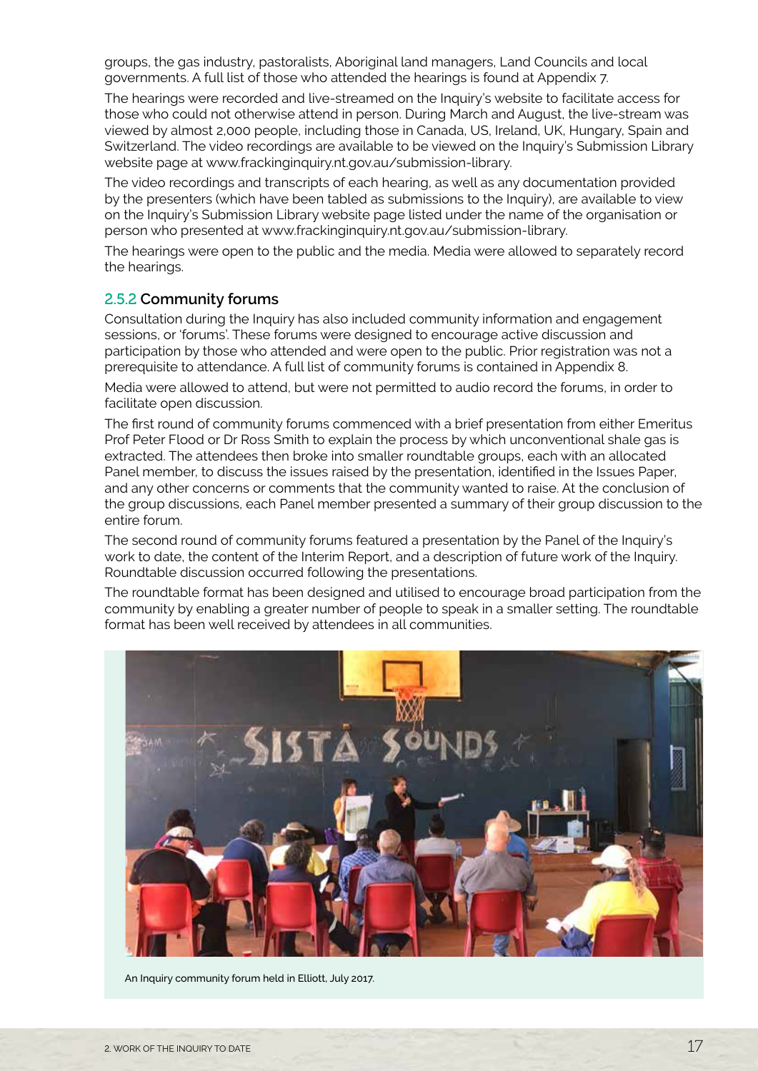groups, the gas industry, pastoralists, Aboriginal land managers, Land Councils and local governments. A full list of those who attended the hearings is found at Appendix 7.

The hearings were recorded and live-streamed on the Inquiry's website to facilitate access for those who could not otherwise attend in person. During March and August, the live-stream was viewed by almost 2,000 people, including those in Canada, US, Ireland, UK, Hungary, Spain and Switzerland. The video recordings are available to be viewed on the Inquiry's Submission Library website page at www.frackinginquiry.nt.gov.au/submission-library.

The video recordings and transcripts of each hearing, as well as any documentation provided by the presenters (which have been tabled as submissions to the Inquiry), are available to view on the Inquiry's Submission Library website page listed under the name of the organisation or person who presented at www.frackinginquiry.nt.gov.au/submission-library.

The hearings were open to the public and the media. Media were allowed to separately record the hearings.

### 2.5.2 Community forums

Consultation during the Inquiry has also included community information and engagement sessions, or 'forums'. These forums were designed to encourage active discussion and participation by those who attended and were open to the public. Prior registration was not a prerequisite to attendance. A full list of community forums is contained in Appendix 8.

Media were allowed to attend, but were not permitted to audio record the forums, in order to facilitate open discussion.

The first round of community forums commenced with a brief presentation from either Emeritus Prof Peter Flood or Dr Ross Smith to explain the process by which unconventional shale gas is extracted. The attendees then broke into smaller roundtable groups, each with an allocated Panel member, to discuss the issues raised by the presentation, identified in the Issues Paper, and any other concerns or comments that the community wanted to raise. At the conclusion of the group discussions, each Panel member presented a summary of their group discussion to the entire forum.

The second round of community forums featured a presentation by the Panel of the Inquiry's work to date, the content of the Interim Report, and a description of future work of the Inquiry. Roundtable discussion occurred following the presentations.

The roundtable format has been designed and utilised to encourage broad participation from the community by enabling a greater number of people to speak in a smaller setting. The roundtable format has been well received by attendees in all communities.

An Inquiry community forum held in Elliott, July 2017.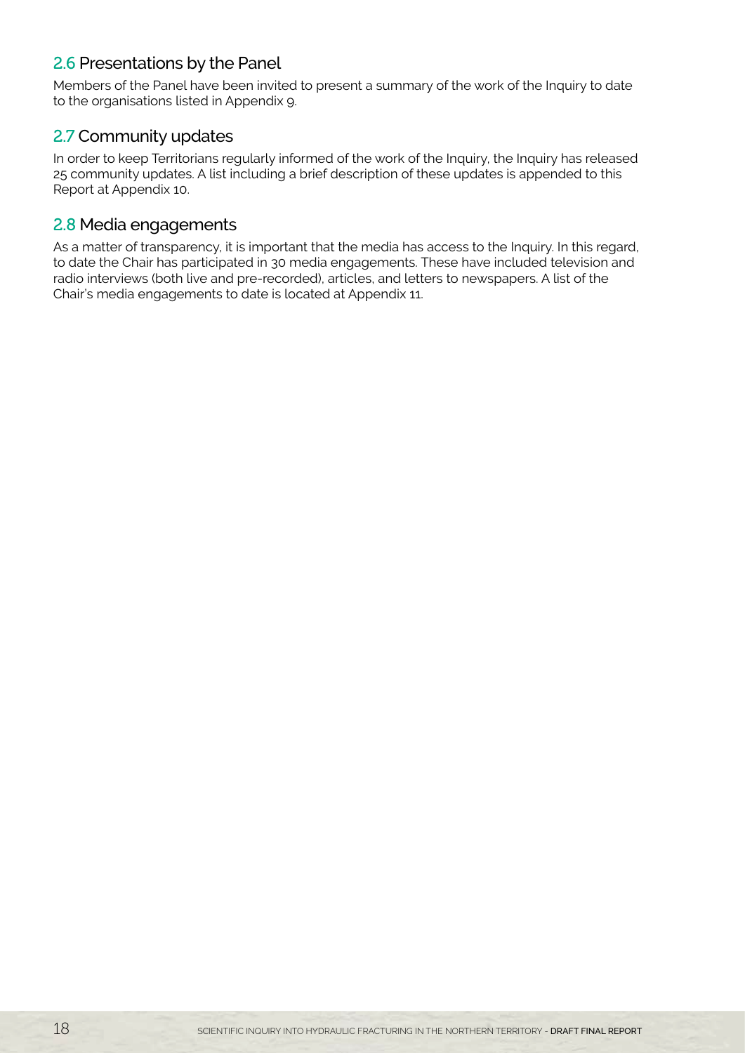## 2.6 Presentations by the Panel

Members of the Panel have been invited to present a summary of the work of the Inquiry to date to the organisations listed in Appendix 9.

## 2.7 Community updates

In order to keep Territorians regularly informed of the work of the Inquiry, the Inquiry has released 25 community updates. A list including a brief description of these updates is appended to this Report at Appendix 10.

## 2.8 Media engagements

As a matter of transparency, it is important that the media has access to the Inquiry. In this regard, to date the Chair has participated in 30 media engagements. These have included television and radio interviews (both live and pre-recorded), articles, and letters to newspapers. A list of the Chair's media engagements to date is located at Appendix 11.